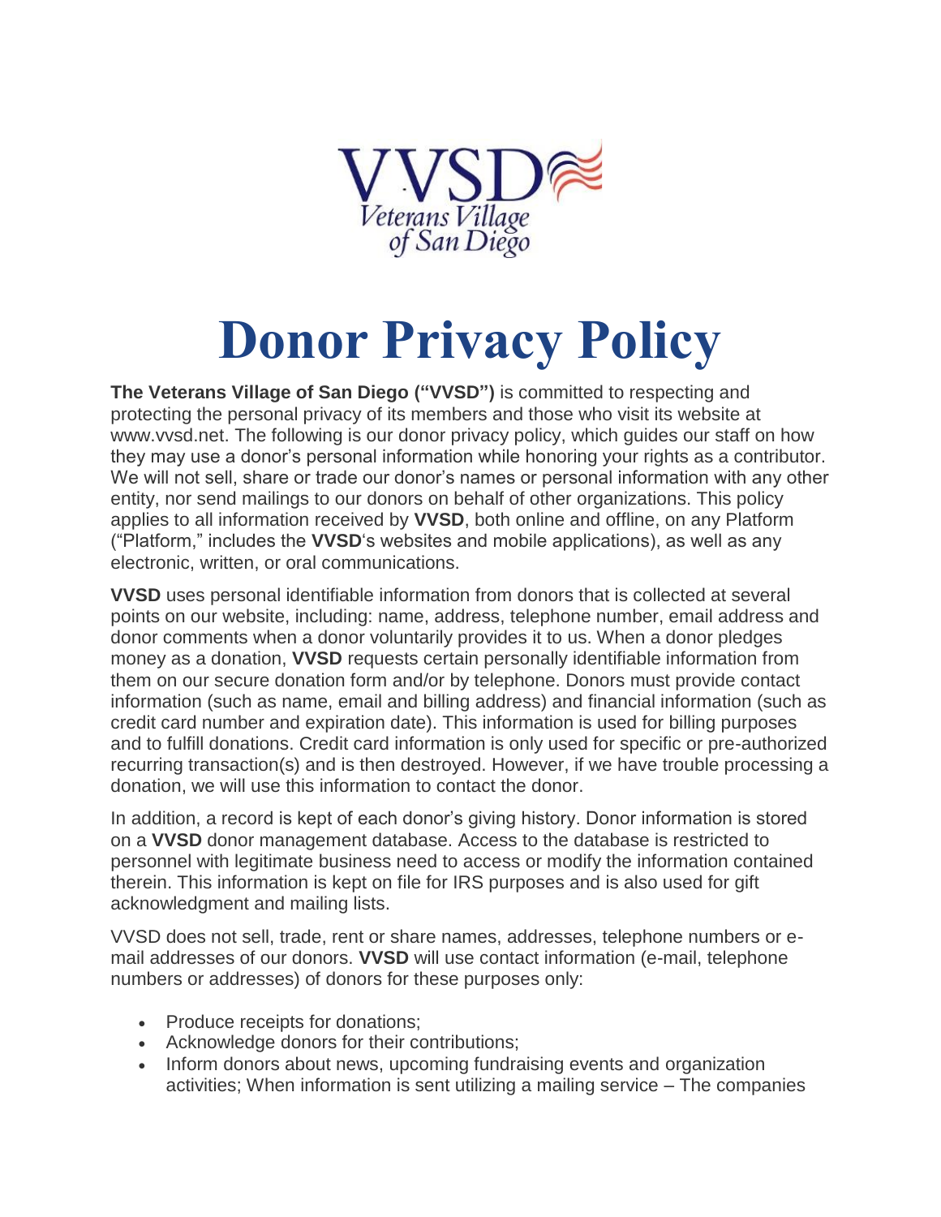# Donor Privacy Policy

**The Veterans Village of San Diego ("VVSD")** is committed to respecting and protecting the personal privacy of its members and those who visit its website at www.vvsd.net. The following is our donor privacy policy, which guides our staff on how they may use a donor's personal information while honoring your rights as a contributor. We will not sell, share or trade our donor's names or personal information with any other entity, nor send mailings to our donors on behalf of other organizations. This policy applies to all information received by **VVSD**, both online and offline, on any Platform ("Platform," includes the **VVSD**'s websites and mobile applications), as well as any electronic, written, or oral communications.

**VVSD** uses personal identifiable information from donors that is collected at several points on our website, including: name, address, telephone number, email address and donor comments when a donor voluntarily provides it to us. When a donor pledges money as a donation, **VVSD** requests certain personally identifiable information from them on our secure donation form and/or by telephone. Donors must provide contact information (such as name, email and billing address) and financial information (such as credit card number and expiration date). This information is used for billing purposes and to fulfill donations. Credit card information is only used for specific or pre-authorized recurring transaction(s) and is then destroyed. However, if we have trouble processing a donation, we will use this information to contact the donor.

In addition, a record is kept of each donor's giving history. Donor information is stored on a **VVSD** donor management database. Access to the database is restricted to personnel with legitimate business need to access or modify the information contained therein. This information is kept on file for IRS purposes and is also used for gift acknowledgment and mailing lists.

VVSD does not sell, trade, rent or share names, addresses, telephone numbers or e-mail addresses of our donors. **VVSD** will use contact information (e-mail, telephone numbers or addresses) of donors for these purposes only:

- Produce receipts for donations;
- Acknowledge donors for their contributions;
- Inform donors about news, upcoming fundraising events and organization activities; When information is sent utilizing a mailing service – The companies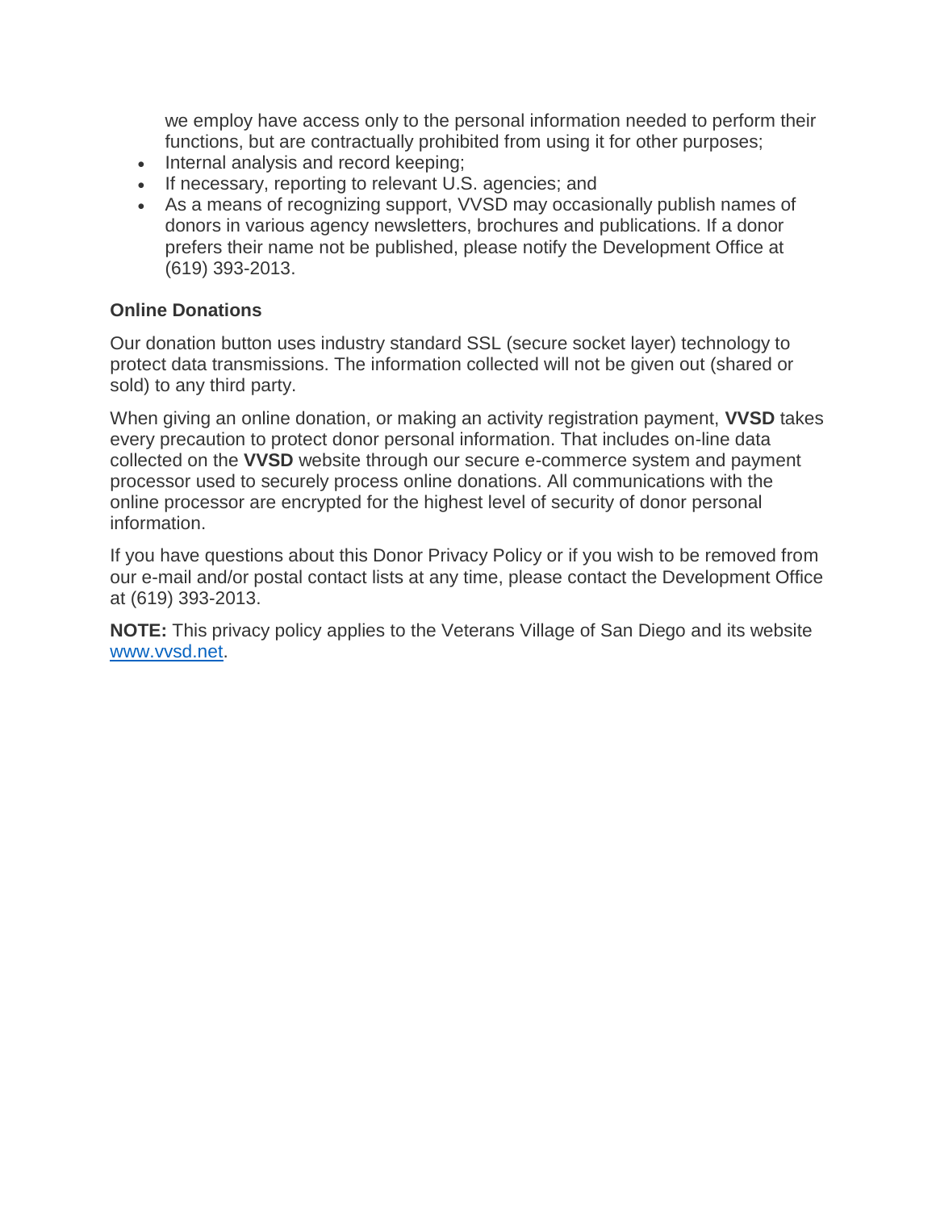we employ have access only to the personal information needed to perform their functions, but are contractually prohibited from using it for other purposes;

- Internal analysis and record keeping;
- If necessary, reporting to relevant U.S. agencies; and
- As a means of recognizing support, VVSD may occasionally publish names of donors in various agency newsletters, brochures and publications. If a donor prefers their name not be published, please notify the Development Office at (619) 393-2013.

**Online Donations**

Our donation button uses industry standard SSL (secure socket layer) technology to protect data transmissions. The information collected will not be given out (shared or sold) to any third party.

When giving an online donation, or making an activity registration payment, **VVSD** takes every precaution to protect donor personal information. That includes on-line data collected on the **VVSD** website through our secure e-commerce system and payment processor used to securely process online donations. All communications with the online processor are encrypted for the highest level of security of donor personal information.

If you have questions about this Donor Privacy Policy or if you wish to be removed from our e-mail and/or postal contact lists at any time, please contact the Development Office at (619) 393-2013.

**NOTE:** This privacy policy applies to the Veterans Village of San Diego and its website [www.vvsd.net](http://www.vvsd.net).